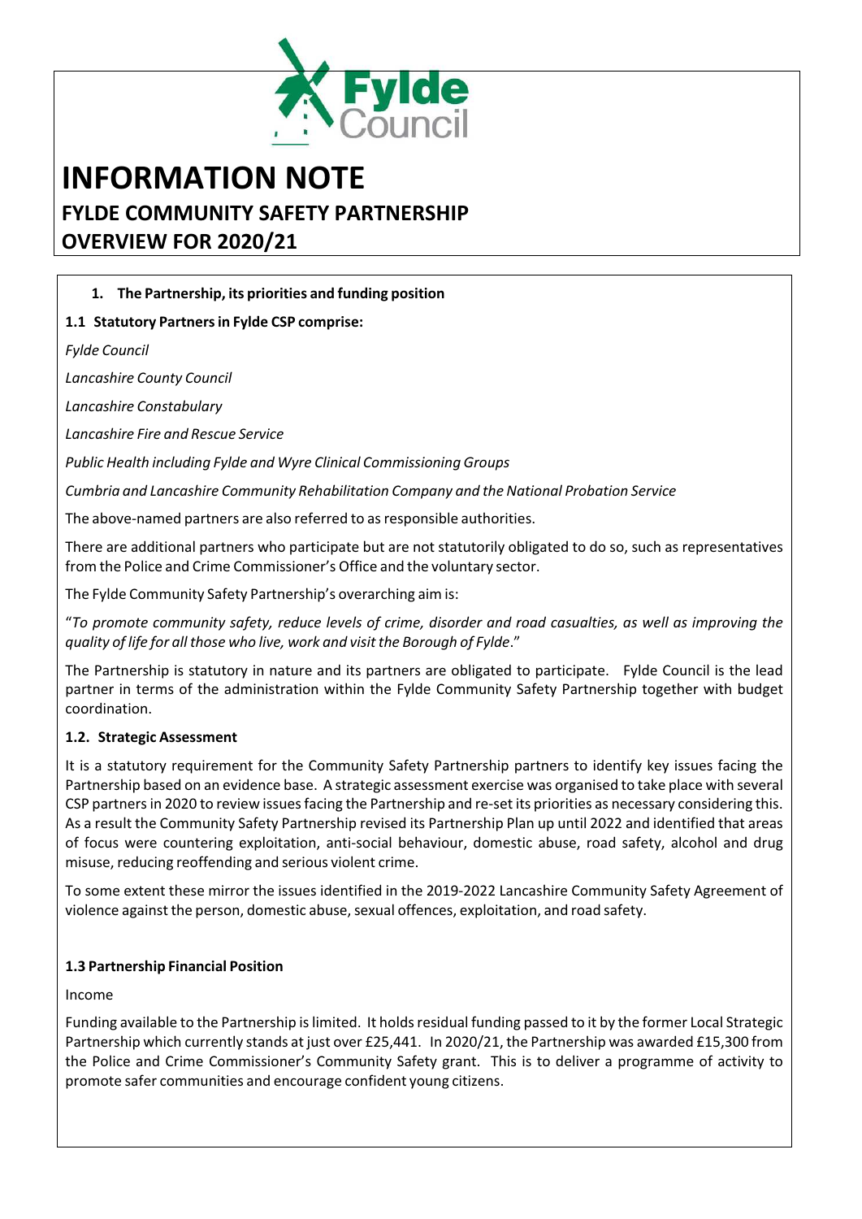# INFORMATION NOTE

## FYLDE COMMUNITY SAFETY PARTNERSHIP
## OVERVIEW FOR 2020/21

### 1. The Partnership, its priorities and funding position

#### 1.1 Statutory Partners in Fylde CSP comprise:

*Fylde Council*

*Lancashire County Council*

*Lancashire Constabulary*

*Lancashire Fire and Rescue Service*

*Public Health including Fylde and Wyre Clinical Commissioning Groups*

*Cumbria and Lancashire Community Rehabilitation Company and the National Probation Service*

The above-named partners are also referred to as responsible authorities.

There are additional partners who participate but are not statutorily obligated to do so, such as representatives from the Police and Crime Commissioner's Office and the voluntary sector.

The Fylde Community Safety Partnership's overarching aim is:

"*To promote community safety, reduce levels of crime, disorder and road casualties, as well as improving the quality of life for all those who live, work and visit the Borough of Fylde*."

The Partnership is statutory in nature and its partners are obligated to participate. Fylde Council is the lead partner in terms of the administration within the Fylde Community Safety Partnership together with budget coordination.

#### 1.2. Strategic Assessment

It is a statutory requirement for the Community Safety Partnership partners to identify key issues facing the Partnership based on an evidence base. A strategic assessment exercise was organised to take place with several CSP partners in 2020 to review issues facing the Partnership and re-set its priorities as necessary considering this. As a result the Community Safety Partnership revised its Partnership Plan up until 2022 and identified that areas of focus were countering exploitation, anti-social behaviour, domestic abuse, road safety, alcohol and drug misuse, reducing reoffending and serious violent crime.

To some extent these mirror the issues identified in the 2019-2022 Lancashire Community Safety Agreement of violence against the person, domestic abuse, sexual offences, exploitation, and road safety.

#### 1.3 Partnership Financial Position

Income

Funding available to the Partnership is limited. It holds residual funding passed to it by the former Local Strategic Partnership which currently stands at just over £25,441. In 2020/21, the Partnership was awarded £15,300 from the Police and Crime Commissioner's Community Safety grant. This is to deliver a programme of activity to promote safer communities and encourage confident young citizens.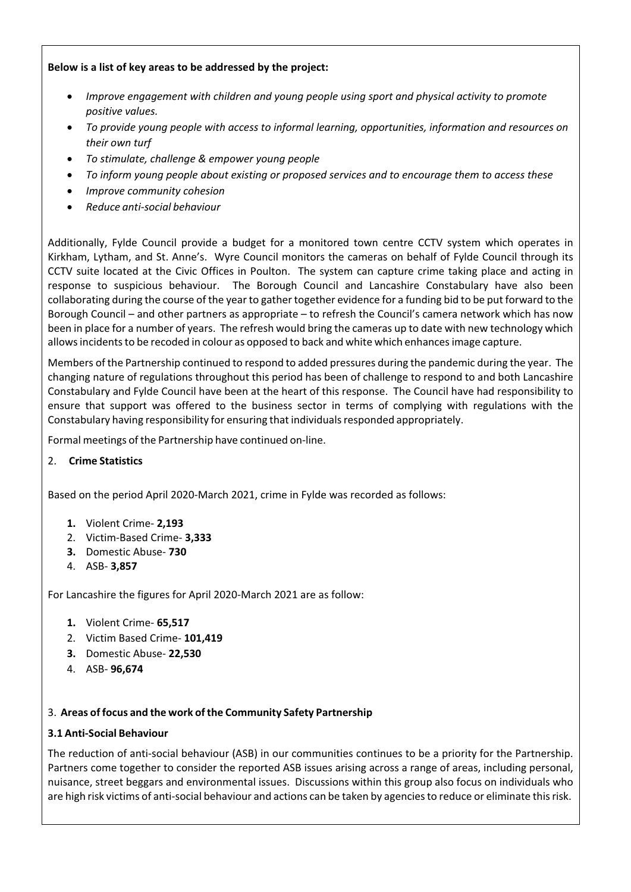**Below is a list of key areas to be addressed by the project:**

- *Improve engagement with children and young people using sport and physical activity to promote positive values.*
- *To provide young people with access to informal learning, opportunities, information and resources on their own turf*
- *To stimulate, challenge & empower young people*
- *To inform young people about existing or proposed services and to encourage them to access these*
- *Improve community cohesion*
- *Reduce anti-social behaviour*

Additionally, Fylde Council provide a budget for a monitored town centre CCTV system which operates in Kirkham, Lytham, and St. Anne's. Wyre Council monitors the cameras on behalf of Fylde Council through its CCTV suite located at the Civic Offices in Poulton. The system can capture crime taking place and acting in response to suspicious behaviour. The Borough Council and Lancashire Constabulary have also been collaborating during the course of the year to gather together evidence for a funding bid to be put forward to the Borough Council – and other partners as appropriate – to refresh the Council's camera network which has now been in place for a number of years. The refresh would bring the cameras up to date with new technology which allows incidents to be recoded in colour as opposed to back and white which enhances image capture.

Members of the Partnership continued to respond to added pressures during the pandemic during the year. The changing nature of regulations throughout this period has been of challenge to respond to and both Lancashire Constabulary and Fylde Council have been at the heart of this response. The Council have had responsibility to ensure that support was offered to the business sector in terms of complying with regulations with the Constabulary having responsibility for ensuring that individuals responded appropriately.

Formal meetings of the Partnership have continued on-line.

## 2. Crime Statistics

Based on the period April 2020-March 2021, crime in Fylde was recorded as follows:

1. Violent Crime- **2,193**
2. Victim-Based Crime- **3,333**
3. Domestic Abuse- **730**
4. ASB- **3,857**

For Lancashire the figures for April 2020-March 2021 are as follow:

1. Violent Crime- **65,517**
2. Victim Based Crime- **101,419**
3. Domestic Abuse- **22,530**
4. ASB- **96,674**

## 3. Areas of focus and the work of the Community Safety Partnership

### 3.1 Anti-Social Behaviour

The reduction of anti-social behaviour (ASB) in our communities continues to be a priority for the Partnership. Partners come together to consider the reported ASB issues arising across a range of areas, including personal, nuisance, street beggars and environmental issues. Discussions within this group also focus on individuals who are high risk victims of anti-social behaviour and actions can be taken by agencies to reduce or eliminate this risk.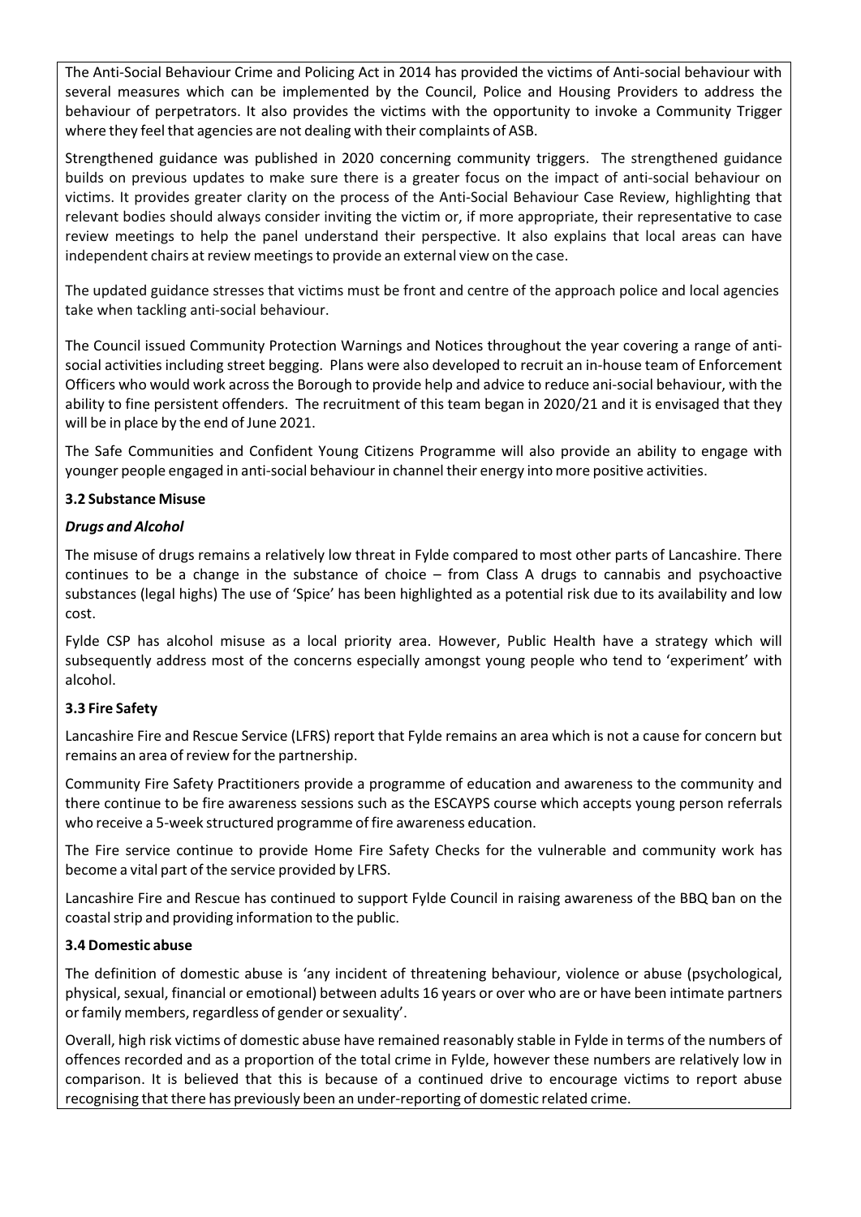The Anti-Social Behaviour Crime and Policing Act in 2014 has provided the victims of Anti-social behaviour with several measures which can be implemented by the Council, Police and Housing Providers to address the behaviour of perpetrators. It also provides the victims with the opportunity to invoke a Community Trigger where they feel that agencies are not dealing with their complaints of ASB.

Strengthened guidance was published in 2020 concerning community triggers. The strengthened guidance builds on previous updates to make sure there is a greater focus on the impact of anti-social behaviour on victims. It provides greater clarity on the process of the Anti-Social Behaviour Case Review, highlighting that relevant bodies should always consider inviting the victim or, if more appropriate, their representative to case review meetings to help the panel understand their perspective. It also explains that local areas can have independent chairs at review meetings to provide an external view on the case.

The updated guidance stresses that victims must be front and centre of the approach police and local agencies take when tackling anti-social behaviour.

The Council issued Community Protection Warnings and Notices throughout the year covering a range of anti-social activities including street begging. Plans were also developed to recruit an in-house team of Enforcement Officers who would work across the Borough to provide help and advice to reduce ani-social behaviour, with the ability to fine persistent offenders. The recruitment of this team began in 2020/21 and it is envisaged that they will be in place by the end of June 2021.

The Safe Communities and Confident Young Citizens Programme will also provide an ability to engage with younger people engaged in anti-social behaviour in channel their energy into more positive activities.

**3.2 Substance Misuse**

***Drugs and Alcohol***

The misuse of drugs remains a relatively low threat in Fylde compared to most other parts of Lancashire. There continues to be a change in the substance of choice – from Class A drugs to cannabis and psychoactive substances (legal highs) The use of 'Spice' has been highlighted as a potential risk due to its availability and low cost.

Fylde CSP has alcohol misuse as a local priority area. However, Public Health have a strategy which will subsequently address most of the concerns especially amongst young people who tend to 'experiment' with alcohol.

**3.3 Fire Safety**

Lancashire Fire and Rescue Service (LFRS) report that Fylde remains an area which is not a cause for concern but remains an area of review for the partnership.

Community Fire Safety Practitioners provide a programme of education and awareness to the community and there continue to be fire awareness sessions such as the ESCAYPS course which accepts young person referrals who receive a 5-week structured programme of fire awareness education.

The Fire service continue to provide Home Fire Safety Checks for the vulnerable and community work has become a vital part of the service provided by LFRS.

Lancashire Fire and Rescue has continued to support Fylde Council in raising awareness of the BBQ ban on the coastal strip and providing information to the public.

**3.4 Domestic abuse**

The definition of domestic abuse is 'any incident of threatening behaviour, violence or abuse (psychological, physical, sexual, financial or emotional) between adults 16 years or over who are or have been intimate partners or family members, regardless of gender or sexuality'.

Overall, high risk victims of domestic abuse have remained reasonably stable in Fylde in terms of the numbers of offences recorded and as a proportion of the total crime in Fylde, however these numbers are relatively low in comparison. It is believed that this is because of a continued drive to encourage victims to report abuse recognising that there has previously been an under-reporting of domestic related crime.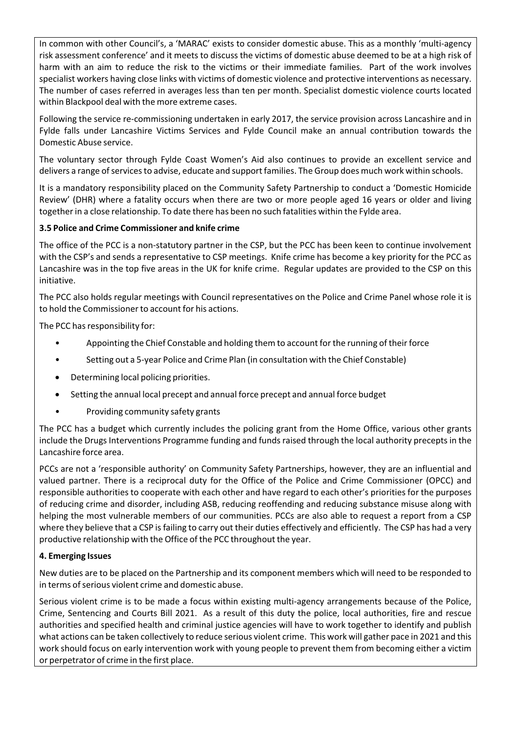In common with other Council's, a 'MARAC' exists to consider domestic abuse. This as a monthly 'multi-agency risk assessment conference' and it meets to discuss the victims of domestic abuse deemed to be at a high risk of harm with an aim to reduce the risk to the victims or their immediate families. Part of the work involves specialist workers having close links with victims of domestic violence and protective interventions as necessary. The number of cases referred in averages less than ten per month. Specialist domestic violence courts located within Blackpool deal with the more extreme cases.

Following the service re-commissioning undertaken in early 2017, the service provision across Lancashire and in Fylde falls under Lancashire Victims Services and Fylde Council make an annual contribution towards the Domestic Abuse service.

The voluntary sector through Fylde Coast Women's Aid also continues to provide an excellent service and delivers a range of services to advise, educate and support families. The Group does much work within schools.

It is a mandatory responsibility placed on the Community Safety Partnership to conduct a 'Domestic Homicide Review' (DHR) where a fatality occurs when there are two or more people aged 16 years or older and living together in a close relationship. To date there has been no such fatalities within the Fylde area.

**3.5 Police and Crime Commissioner and knife crime**

The office of the PCC is a non-statutory partner in the CSP, but the PCC has been keen to continue involvement with the CSP's and sends a representative to CSP meetings. Knife crime has become a key priority for the PCC as Lancashire was in the top five areas in the UK for knife crime. Regular updates are provided to the CSP on this initiative.

The PCC also holds regular meetings with Council representatives on the Police and Crime Panel whose role it is to hold the Commissioner to account for his actions.

The PCC has responsibility for:

- Appointing the Chief Constable and holding them to account for the running of their force
- Setting out a 5-year Police and Crime Plan (in consultation with the Chief Constable)
- Determining local policing priorities.
- Setting the annual local precept and annual force precept and annual force budget
- Providing community safety grants

The PCC has a budget which currently includes the policing grant from the Home Office, various other grants include the Drugs Interventions Programme funding and funds raised through the local authority precepts in the Lancashire force area.

PCCs are not a 'responsible authority' on Community Safety Partnerships, however, they are an influential and valued partner. There is a reciprocal duty for the Office of the Police and Crime Commissioner (OPCC) and responsible authorities to cooperate with each other and have regard to each other's priorities for the purposes of reducing crime and disorder, including ASB, reducing reoffending and reducing substance misuse along with helping the most vulnerable members of our communities. PCCs are also able to request a report from a CSP where they believe that a CSP is failing to carry out their duties effectively and efficiently. The CSP has had a very productive relationship with the Office of the PCC throughout the year.

**4. Emerging Issues**

New duties are to be placed on the Partnership and its component members which will need to be responded to in terms of serious violent crime and domestic abuse.

Serious violent crime is to be made a focus within existing multi-agency arrangements because of the Police, Crime, Sentencing and Courts Bill 2021. As a result of this duty the police, local authorities, fire and rescue authorities and specified health and criminal justice agencies will have to work together to identify and publish what actions can be taken collectively to reduce serious violent crime. This work will gather pace in 2021 and this work should focus on early intervention work with young people to prevent them from becoming either a victim or perpetrator of crime in the first place.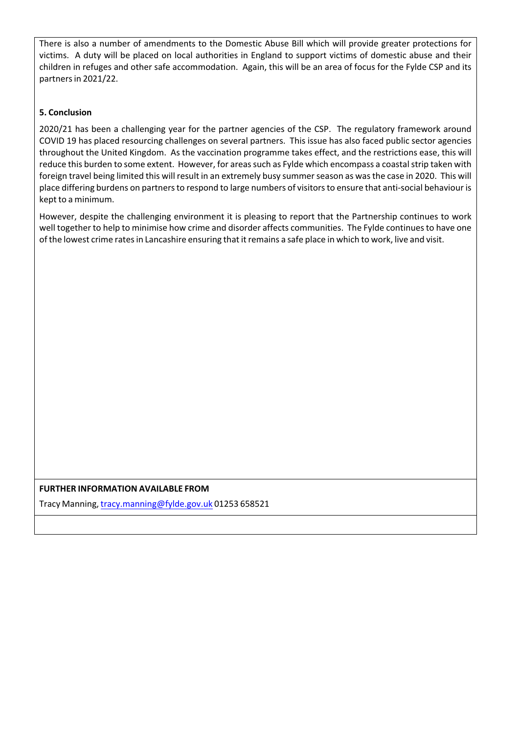There is also a number of amendments to the Domestic Abuse Bill which will provide greater protections for victims. A duty will be placed on local authorities in England to support victims of domestic abuse and their children in refuges and other safe accommodation. Again, this will be an area of focus for the Fylde CSP and its partners in 2021/22.

**5. Conclusion**

2020/21 has been a challenging year for the partner agencies of the CSP. The regulatory framework around COVID 19 has placed resourcing challenges on several partners. This issue has also faced public sector agencies throughout the United Kingdom. As the vaccination programme takes effect, and the restrictions ease, this will reduce this burden to some extent. However, for areas such as Fylde which encompass a coastal strip taken with foreign travel being limited this will result in an extremely busy summer season as was the case in 2020. This will place differing burdens on partners to respond to large numbers of visitors to ensure that anti-social behaviour is kept to a minimum.

However, despite the challenging environment it is pleasing to report that the Partnership continues to work well together to help to minimise how crime and disorder affects communities. The Fylde continues to have one of the lowest crime rates in Lancashire ensuring that it remains a safe place in which to work, live and visit.

**FURTHER INFORMATION AVAILABLE FROM**

Tracy Manning, tracy.manning@fylde.gov.uk 01253 658521